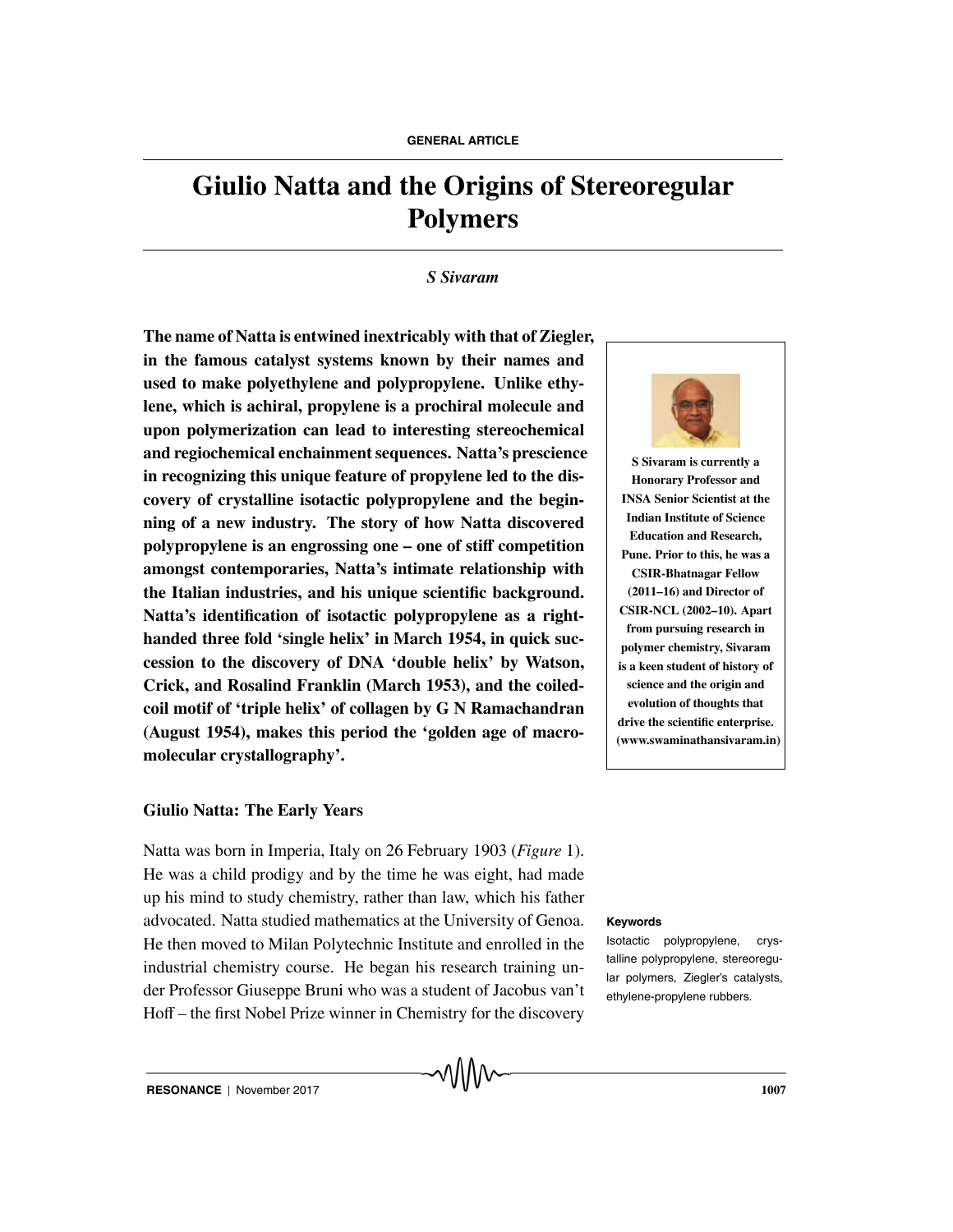# Giulio Natta and the Origins of Stereoregular Polymers

*S Sivaram*

**The name of Natta is entwined inextricably with that of Ziegler, in the famous catalyst systems known by their names and used to make polyethylene and polypropylene. Unlike ethylene, which is achiral, propylene is a prochiral molecule and upon polymerization can lead to interesting stereochemical and regiochemical enchainment sequences. Natta's prescience in recognizing this unique feature of propylene led to the discovery of crystalline isotactic polypropylene and the beginning of a new industry. The story of how Natta discovered polypropylene is an engrossing one – one of stiff competition amongst contemporaries, Natta's intimate relationship with the Italian industries, and his unique scientific background. Natta's identification of isotactic polypropylene as a right-handed three fold 'single helix' in March 1954, in quick succession to the discovery of DNA 'double helix' by Watson, Crick, and Rosalind Franklin (March 1953), and the coiled-coil motif of 'triple helix' of collagen by G N Ramachandran (August 1954), makes this period the 'golden age of macromolecular crystallography'.**

**S Sivaram is currently a Honorary Professor and INSA Senior Scientist at the Indian Institute of Science Education and Research, Pune. Prior to this, he was a CSIR-Bhatnagar Fellow (2011–16) and Director of CSIR-NCL (2002–10). Apart from pursuing research in polymer chemistry, Sivaram is a keen student of history of science and the origin and evolution of thoughts that drive the scientific enterprise. (www.swaminathansivaram.in)**

## Giulio Natta: The Early Years

Natta was born in Imperia, Italy on 26 February 1903 (*Figure* 1). He was a child prodigy and by the time he was eight, had made up his mind to study chemistry, rather than law, which his father advocated. Natta studied mathematics at the University of Genoa. He then moved to Milan Polytechnic Institute and enrolled in the industrial chemistry course. He began his research training under Professor Giuseppe Bruni who was a student of Jacobus van't Hoff – the first Nobel Prize winner in Chemistry for the discovery

**Keywords**

Isotactic polypropylene, crystalline polypropylene, stereoregular polymers, Ziegler's catalysts, ethylene-propylene rubbers.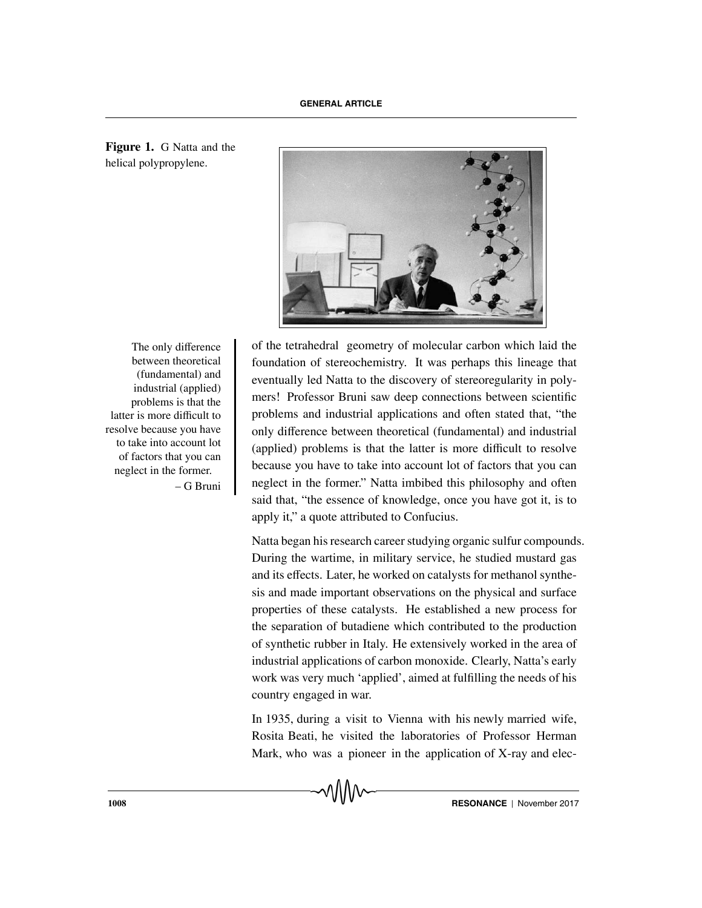**Figure 1.** G Natta and the helical polypropylene.

> The only difference between theoretical (fundamental) and industrial (applied) problems is that the latter is more difficult to resolve because you have to take into account lot of factors that you can neglect in the former.
>
> – G Bruni

of the tetrahedral geometry of molecular carbon which laid the foundation of stereochemistry. It was perhaps this lineage that eventually led Natta to the discovery of stereoregularity in polymers! Professor Bruni saw deep connections between scientific problems and industrial applications and often stated that, "the only difference between theoretical (fundamental) and industrial (applied) problems is that the latter is more difficult to resolve because you have to take into account lot of factors that you can neglect in the former." Natta imbibed this philosophy and often said that, "the essence of knowledge, once you have got it, is to apply it," a quote attributed to Confucius.

Natta began his research career studying organic sulfur compounds. During the wartime, in military service, he studied mustard gas and its effects. Later, he worked on catalysts for methanol synthesis and made important observations on the physical and surface properties of these catalysts. He established a new process for the separation of butadiene which contributed to the production of synthetic rubber in Italy. He extensively worked in the area of industrial applications of carbon monoxide. Clearly, Natta's early work was very much 'applied', aimed at fulfilling the needs of his country engaged in war.

In 1935, during a visit to Vienna with his newly married wife, Rosita Beati, he visited the laboratories of Professor Herman Mark, who was a pioneer in the application of X-ray and elec-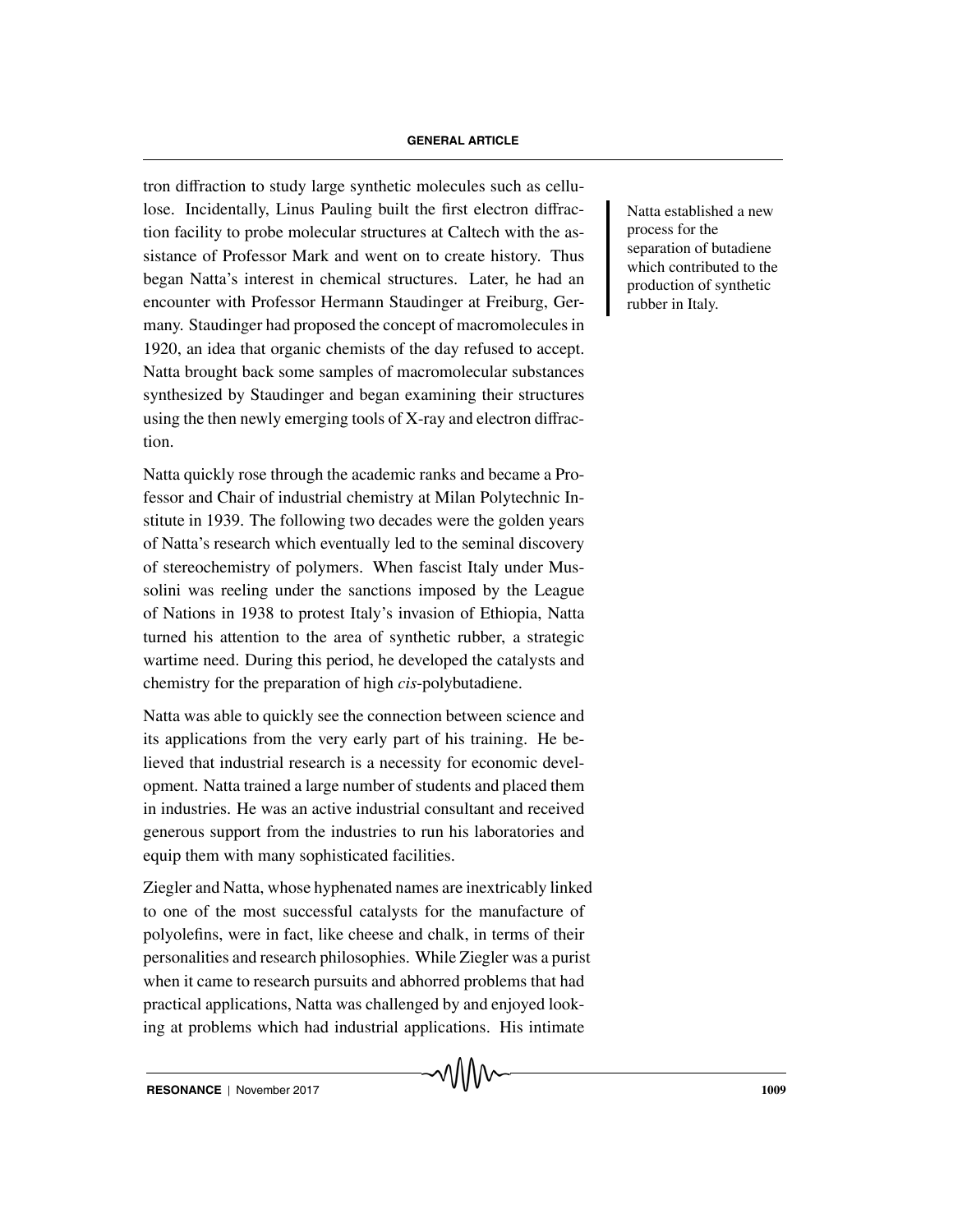tron diffraction to study large synthetic molecules such as cellulose. Incidentally, Linus Pauling built the first electron diffraction facility to probe molecular structures at Caltech with the assistance of Professor Mark and went on to create history. Thus began Natta's interest in chemical structures. Later, he had an encounter with Professor Hermann Staudinger at Freiburg, Germany. Staudinger had proposed the concept of macromolecules in 1920, an idea that organic chemists of the day refused to accept. Natta brought back some samples of macromolecular substances synthesized by Staudinger and began examining their structures using the then newly emerging tools of X-ray and electron diffraction.

> Natta established a new process for the separation of butadiene which contributed to the production of synthetic rubber in Italy.

Natta quickly rose through the academic ranks and became a Professor and Chair of industrial chemistry at Milan Polytechnic Institute in 1939. The following two decades were the golden years of Natta's research which eventually led to the seminal discovery of stereochemistry of polymers. When fascist Italy under Mussolini was reeling under the sanctions imposed by the League of Nations in 1938 to protest Italy's invasion of Ethiopia, Natta turned his attention to the area of synthetic rubber, a strategic wartime need. During this period, he developed the catalysts and chemistry for the preparation of high *cis*-polybutadiene.

Natta was able to quickly see the connection between science and its applications from the very early part of his training. He believed that industrial research is a necessity for economic development. Natta trained a large number of students and placed them in industries. He was an active industrial consultant and received generous support from the industries to run his laboratories and equip them with many sophisticated facilities.

Ziegler and Natta, whose hyphenated names are inextricably linked to one of the most successful catalysts for the manufacture of polyolefins, were in fact, like cheese and chalk, in terms of their personalities and research philosophies. While Ziegler was a purist when it came to research pursuits and abhorred problems that had practical applications, Natta was challenged by and enjoyed looking at problems which had industrial applications. His intimate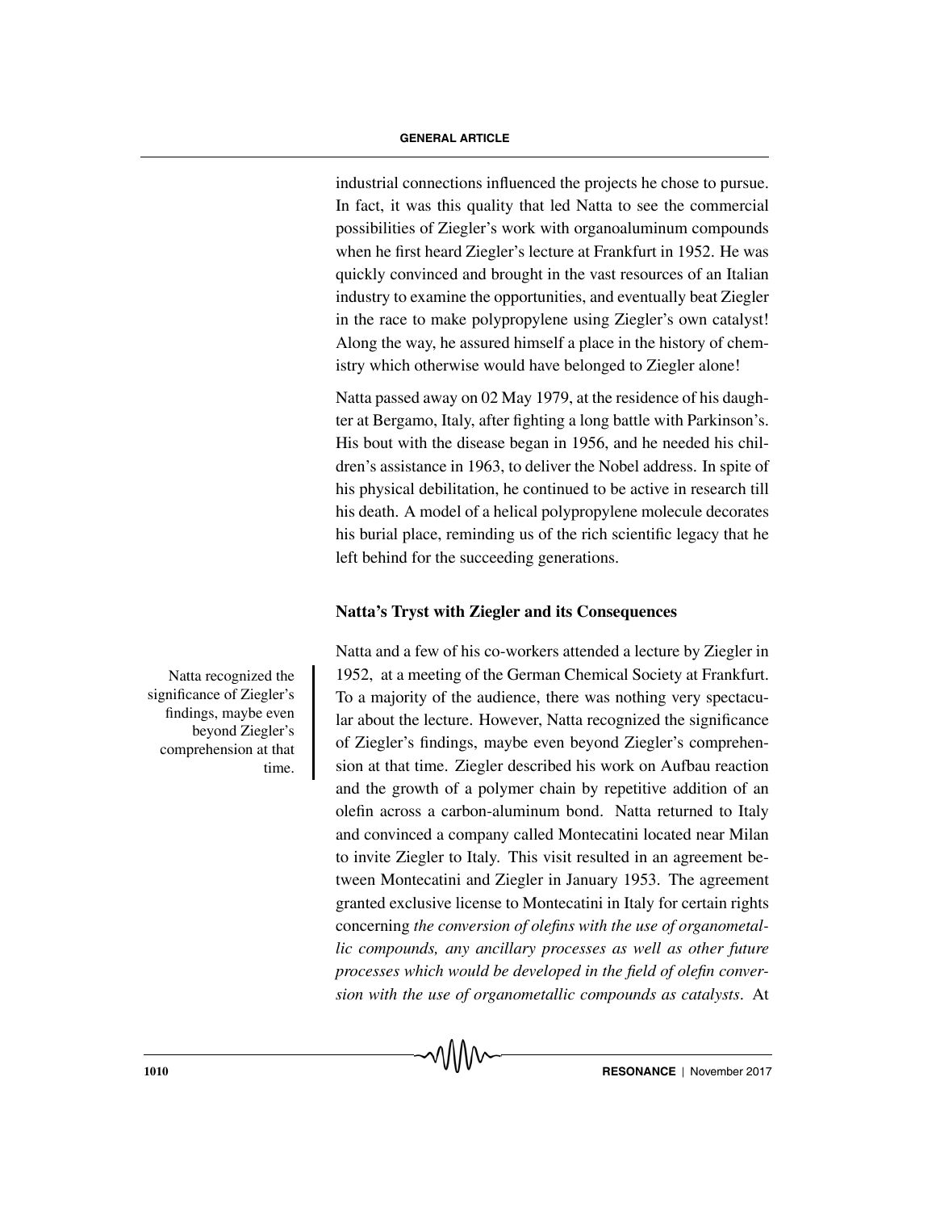industrial connections influenced the projects he chose to pursue. In fact, it was this quality that led Natta to see the commercial possibilities of Ziegler's work with organoaluminum compounds when he first heard Ziegler's lecture at Frankfurt in 1952. He was quickly convinced and brought in the vast resources of an Italian industry to examine the opportunities, and eventually beat Ziegler in the race to make polypropylene using Ziegler's own catalyst! Along the way, he assured himself a place in the history of chemistry which otherwise would have belonged to Ziegler alone!

Natta passed away on 02 May 1979, at the residence of his daughter at Bergamo, Italy, after fighting a long battle with Parkinson's. His bout with the disease began in 1956, and he needed his children's assistance in 1963, to deliver the Nobel address. In spite of his physical debilitation, he continued to be active in research till his death. A model of a helical polypropylene molecule decorates his burial place, reminding us of the rich scientific legacy that he left behind for the succeeding generations.

## Natta's Tryst with Ziegler and its Consequences

Natta recognized the significance of Ziegler's findings, maybe even beyond Ziegler's comprehension at that time.

Natta and a few of his co-workers attended a lecture by Ziegler in 1952, at a meeting of the German Chemical Society at Frankfurt. To a majority of the audience, there was nothing very spectacular about the lecture. However, Natta recognized the significance of Ziegler's findings, maybe even beyond Ziegler's comprehension at that time. Ziegler described his work on Aufbau reaction and the growth of a polymer chain by repetitive addition of an olefin across a carbon-aluminum bond. Natta returned to Italy and convinced a company called Montecatini located near Milan to invite Ziegler to Italy. This visit resulted in an agreement between Montecatini and Ziegler in January 1953. The agreement granted exclusive license to Montecatini in Italy for certain rights concerning *the conversion of olefins with the use of organometallic compounds, any ancillary processes as well as other future processes which would be developed in the field of olefin conversion with the use of organometallic compounds as catalysts*. At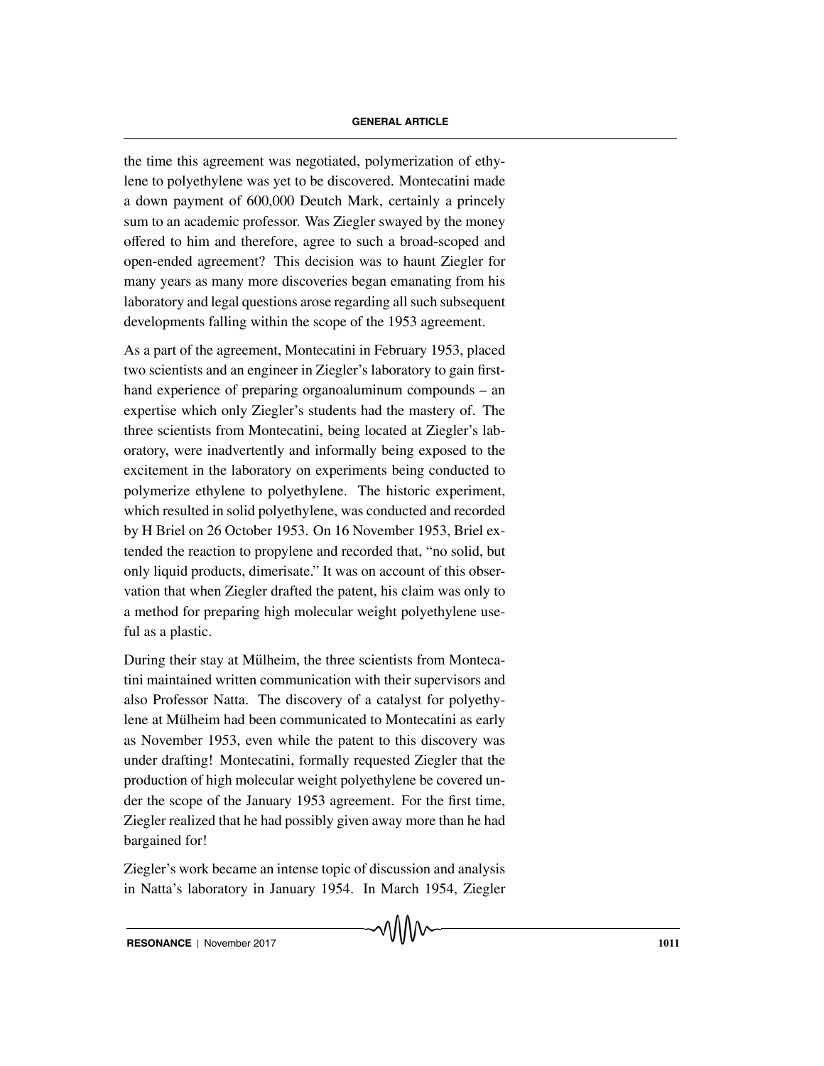the time this agreement was negotiated, polymerization of ethylene to polyethylene was yet to be discovered. Montecatini made a down payment of 600,000 Deutch Mark, certainly a princely sum to an academic professor. Was Ziegler swayed by the money offered to him and therefore, agree to such a broad-scoped and open-ended agreement? This decision was to haunt Ziegler for many years as many more discoveries began emanating from his laboratory and legal questions arose regarding all such subsequent developments falling within the scope of the 1953 agreement.

As a part of the agreement, Montecatini in February 1953, placed two scientists and an engineer in Ziegler's laboratory to gain first-hand experience of preparing organoaluminum compounds – an expertise which only Ziegler's students had the mastery of. The three scientists from Montecatini, being located at Ziegler's laboratory, were inadvertently and informally being exposed to the excitement in the laboratory on experiments being conducted to polymerize ethylene to polyethylene. The historic experiment, which resulted in solid polyethylene, was conducted and recorded by H Briel on 26 October 1953. On 16 November 1953, Briel extended the reaction to propylene and recorded that, "no solid, but only liquid products, dimerisate." It was on account of this observation that when Ziegler drafted the patent, his claim was only to a method for preparing high molecular weight polyethylene useful as a plastic.

During their stay at Mülheim, the three scientists from Montecatini maintained written communication with their supervisors and also Professor Natta. The discovery of a catalyst for polyethylene at Mülheim had been communicated to Montecatini as early as November 1953, even while the patent to this discovery was under drafting! Montecatini, formally requested Ziegler that the production of high molecular weight polyethylene be covered under the scope of the January 1953 agreement. For the first time, Ziegler realized that he had possibly given away more than he had bargained for!

Ziegler's work became an intense topic of discussion and analysis in Natta's laboratory in January 1954. In March 1954, Ziegler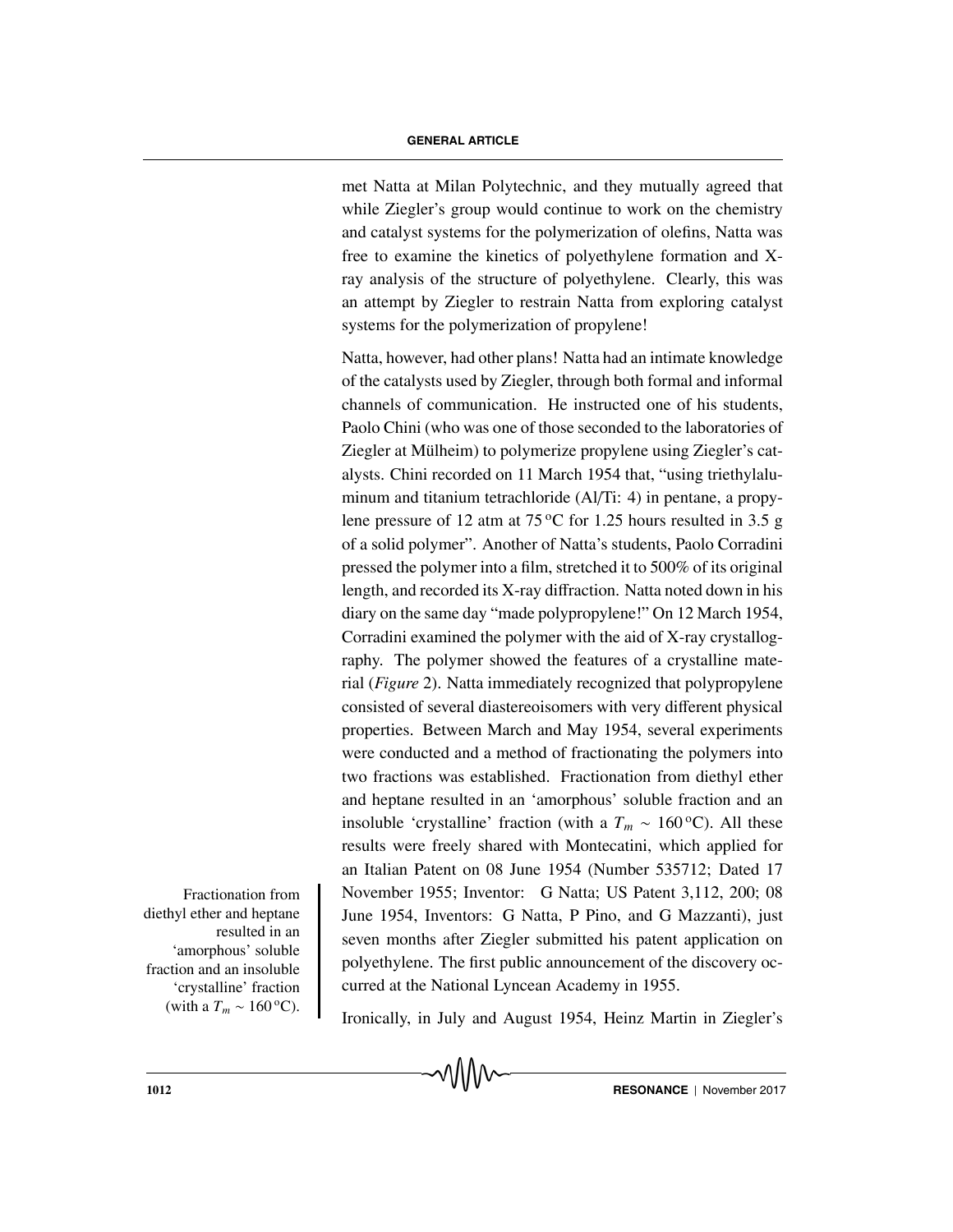met Natta at Milan Polytechnic, and they mutually agreed that while Ziegler's group would continue to work on the chemistry and catalyst systems for the polymerization of olefins, Natta was free to examine the kinetics of polyethylene formation and X-ray analysis of the structure of polyethylene. Clearly, this was an attempt by Ziegler to restrain Natta from exploring catalyst systems for the polymerization of propylene!

Natta, however, had other plans! Natta had an intimate knowledge of the catalysts used by Ziegler, through both formal and informal channels of communication. He instructed one of his students, Paolo Chini (who was one of those seconded to the laboratories of Ziegler at Mülheim) to polymerize propylene using Ziegler's catalysts. Chini recorded on 11 March 1954 that, "using triethylaluminum and titanium tetrachloride (Al/Ti: 4) in pentane, a propylene pressure of 12 atm at 75 °C for 1.25 hours resulted in 3.5 g of a solid polymer". Another of Natta's students, Paolo Corradini pressed the polymer into a film, stretched it to 500% of its original length, and recorded its X-ray diffraction. Natta noted down in his diary on the same day "made polypropylene!" On 12 March 1954, Corradini examined the polymer with the aid of X-ray crystallography. The polymer showed the features of a crystalline material (*Figure* 2). Natta immediately recognized that polypropylene consisted of several diastereoisomers with very different physical properties. Between March and May 1954, several experiments were conducted and a method of fractionating the polymers into two fractions was established. Fractionation from diethyl ether and heptane resulted in an 'amorphous' soluble fraction and an insoluble 'crystalline' fraction (with a $T_m \sim 160\,^{\circ}C$). All these results were freely shared with Montecatini, which applied for an Italian Patent on 08 June 1954 (Number 535712; Dated 17 November 1955; Inventor: G Natta; US Patent 3,112, 200; 08 June 1954, Inventors: G Natta, P Pino, and G Mazzanti), just seven months after Ziegler submitted his patent application on polyethylene. The first public announcement of the discovery occurred at the National Lyncean Academy in 1955.

Fractionation from diethyl ether and heptane resulted in an 'amorphous' soluble fraction and an insoluble 'crystalline' fraction (with a $T_m \sim 160\,^{\circ}C$).

Ironically, in July and August 1954, Heinz Martin in Ziegler's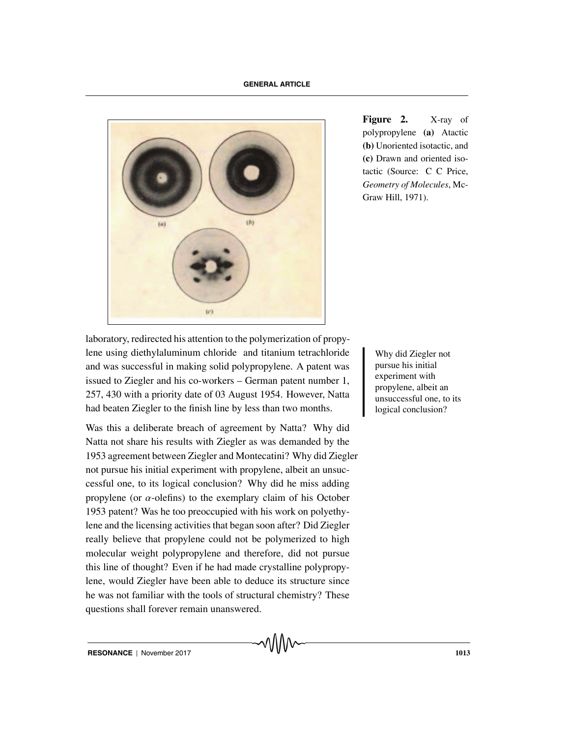Figure 2. X-ray of polypropylene (a) Atactic (b) Unoriented isotactic, and (c) Drawn and oriented isotactic (Source: C C Price, *Geometry of Molecules*, McGraw Hill, 1971).

laboratory, redirected his attention to the polymerization of propylene using diethylaluminum chloride and titanium tetrachloride and was successful in making solid polypropylene. A patent was issued to Ziegler and his co-workers – German patent number 1, 257, 430 with a priority date of 03 August 1954. However, Natta had beaten Ziegler to the finish line by less than two months.

Why did Ziegler not pursue his initial experiment with propylene, albeit an unsuccessful one, to its logical conclusion?

Was this a deliberate breach of agreement by Natta? Why did Natta not share his results with Ziegler as was demanded by the 1953 agreement between Ziegler and Montecatini? Why did Ziegler not pursue his initial experiment with propylene, albeit an unsuccessful one, to its logical conclusion? Why did he miss adding propylene (or $\alpha$-olefins) to the exemplary claim of his October 1953 patent? Was he too preoccupied with his work on polyethylene and the licensing activities that began soon after? Did Ziegler really believe that propylene could not be polymerized to high molecular weight polypropylene and therefore, did not pursue this line of thought? Even if he had made crystalline polypropylene, would Ziegler have been able to deduce its structure since he was not familiar with the tools of structural chemistry? These questions shall forever remain unanswered.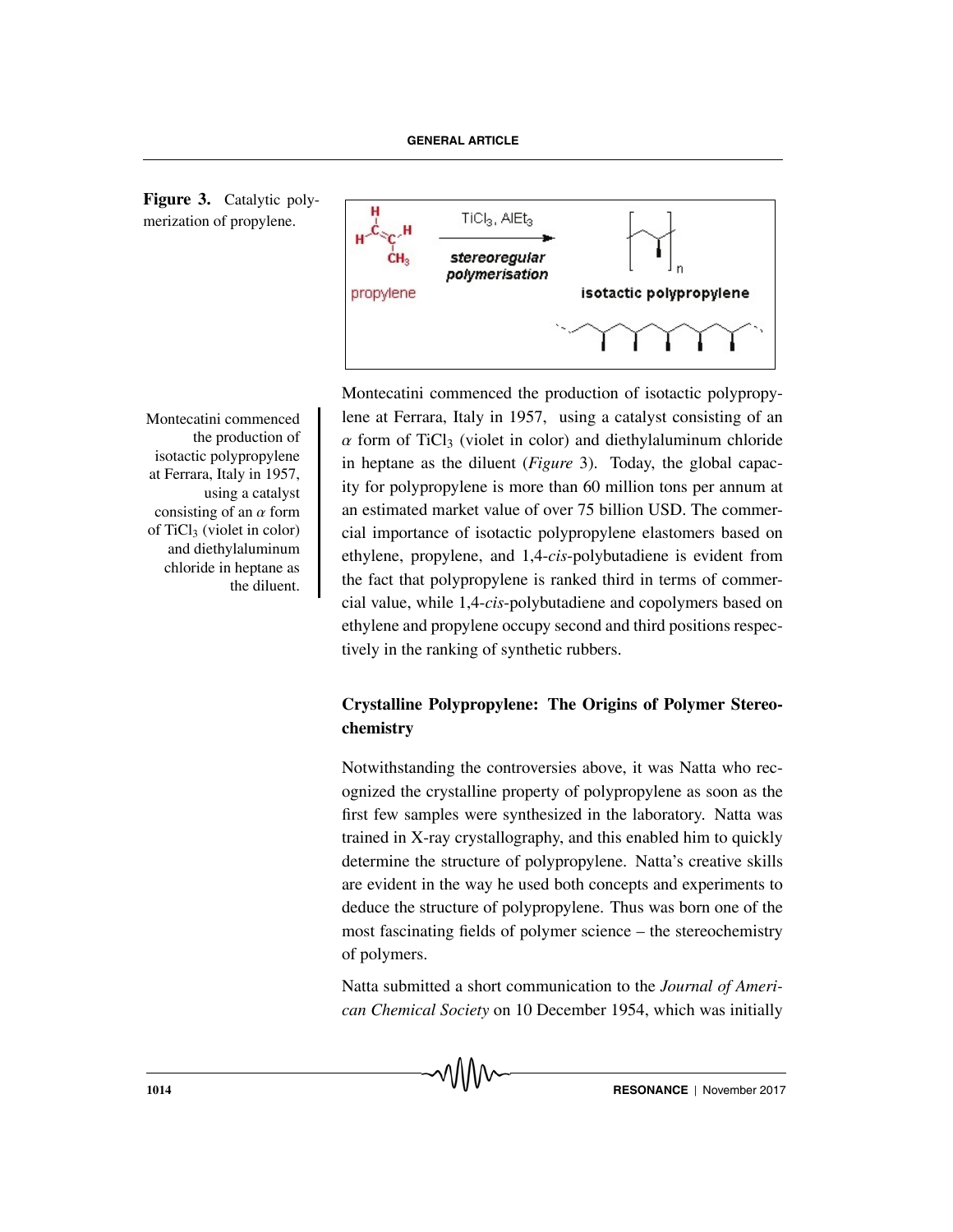Figure 3. Catalytic polymerization of propylene.

Montecatini commenced the production of isotactic polypropylene at Ferrara, Italy in 1957, using a catalyst consisting of an $\alpha$ form of $TiCl_3$ (violet in color) and diethylaluminum chloride in heptane as the diluent.

Montecatini commenced the production of isotactic polypropylene at Ferrara, Italy in 1957, using a catalyst consisting of an $\alpha$ form of $TiCl_3$ (violet in color) and diethylaluminum chloride in heptane as the diluent (*Figure* 3). Today, the global capacity for polypropylene is more than 60 million tons per annum at an estimated market value of over 75 billion USD. The commercial importance of isotactic polypropylene elastomers based on ethylene, propylene, and 1,4-*cis*-polybutadiene is evident from the fact that polypropylene is ranked third in terms of commercial value, while 1,4-*cis*-polybutadiene and copolymers based on ethylene and propylene occupy second and third positions respectively in the ranking of synthetic rubbers.

## Crystalline Polypropylene: The Origins of Polymer Stereochemistry

Notwithstanding the controversies above, it was Natta who recognized the crystalline property of polypropylene as soon as the first few samples were synthesized in the laboratory. Natta was trained in X-ray crystallography, and this enabled him to quickly determine the structure of polypropylene. Natta's creative skills are evident in the way he used both concepts and experiments to deduce the structure of polypropylene. Thus was born one of the most fascinating fields of polymer science – the stereochemistry of polymers.

Natta submitted a short communication to the *Journal of American Chemical Society* on 10 December 1954, which was initially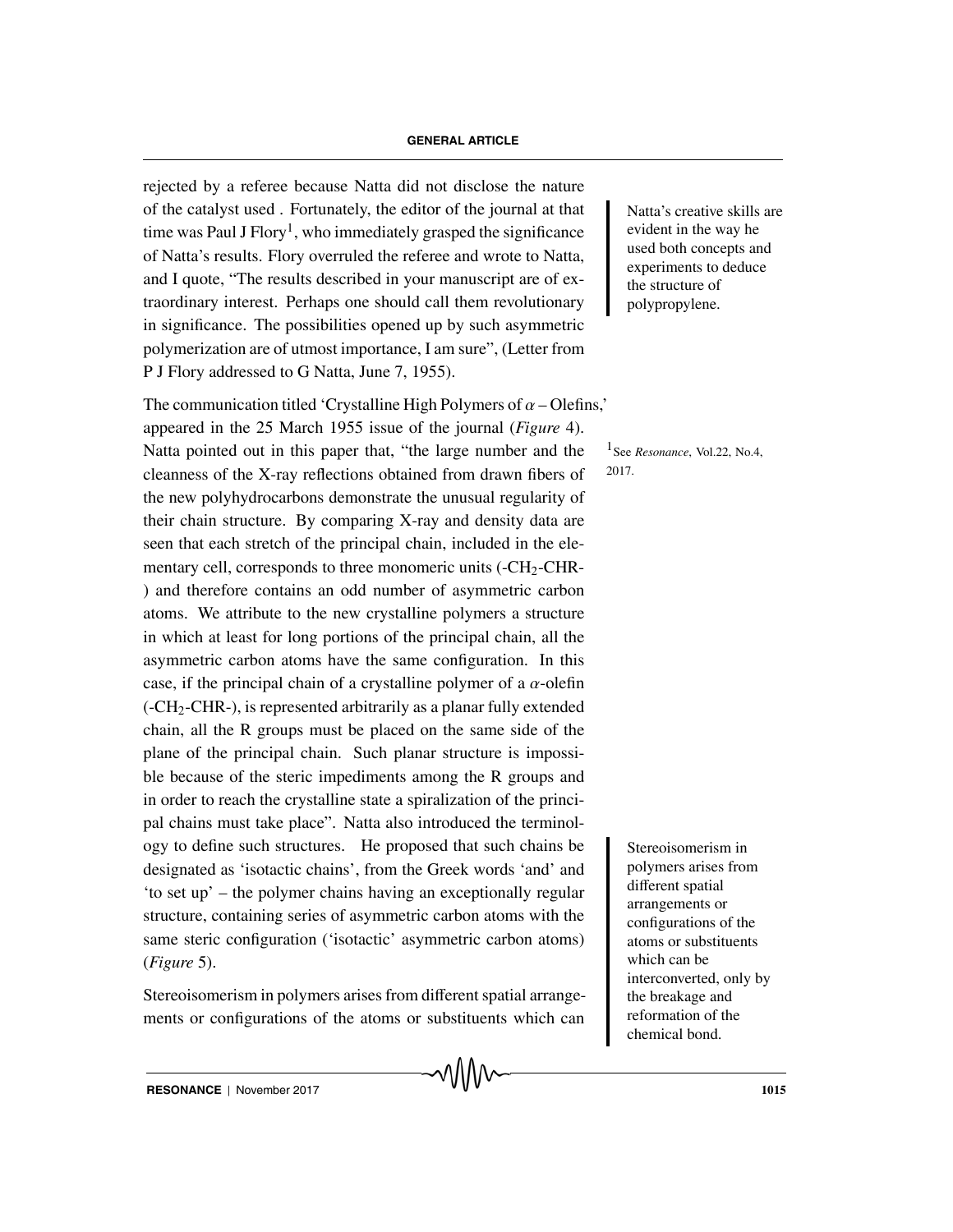rejected by a referee because Natta did not disclose the nature of the catalyst used . Fortunately, the editor of the journal at that time was Paul J Flory[1], who immediately grasped the significance of Natta's results. Flory overruled the referee and wrote to Natta, and I quote, "The results described in your manuscript are of extraordinary interest. Perhaps one should call them revolutionary in significance. The possibilities opened up by such asymmetric polymerization are of utmost importance, I am sure", (Letter from P J Flory addressed to G Natta, June 7, 1955).

Natta's creative skills are evident in the way he used both concepts and experiments to deduce the structure of polypropylene.

The communication titled 'Crystalline High Polymers of $\alpha$ – Olefins,' appeared in the 25 March 1955 issue of the journal (*Figure* 4). Natta pointed out in this paper that, "the large number and the cleanness of the X-ray reflections obtained from drawn fibers of the new polyhydrocarbons demonstrate the unusual regularity of their chain structure. By comparing X-ray and density data are seen that each stretch of the principal chain, included in the elementary cell, corresponds to three monomeric units (-$CH_2$-CHR-) and therefore contains an odd number of asymmetric carbon atoms. We attribute to the new crystalline polymers a structure in which at least for long portions of the principal chain, all the asymmetric carbon atoms have the same configuration. In this case, if the principal chain of a crystalline polymer of a $\alpha$-olefin (-$CH_2$-CHR-), is represented arbitrarily as a planar fully extended chain, all the R groups must be placed on the same side of the plane of the principal chain. Such planar structure is impossible because of the steric impediments among the R groups and in order to reach the crystalline state a spiralization of the principal chains must take place". Natta also introduced the terminology to define such structures. He proposed that such chains be designated as 'isotactic chains', from the Greek words 'and' and 'to set up' – the polymer chains having an exceptionally regular structure, containing series of asymmetric carbon atoms with the same steric configuration ('isotactic' asymmetric carbon atoms) (*Figure* 5).

[1] See *Resonance*, Vol.22, No.4, 2017.

Stereoisomerism in polymers arises from different spatial arrangements or configurations of the atoms or substituents which can be interconverted, only by the breakage and reformation of the chemical bond.

Stereoisomerism in polymers arises from different spatial arrangements or configurations of the atoms or substituents which can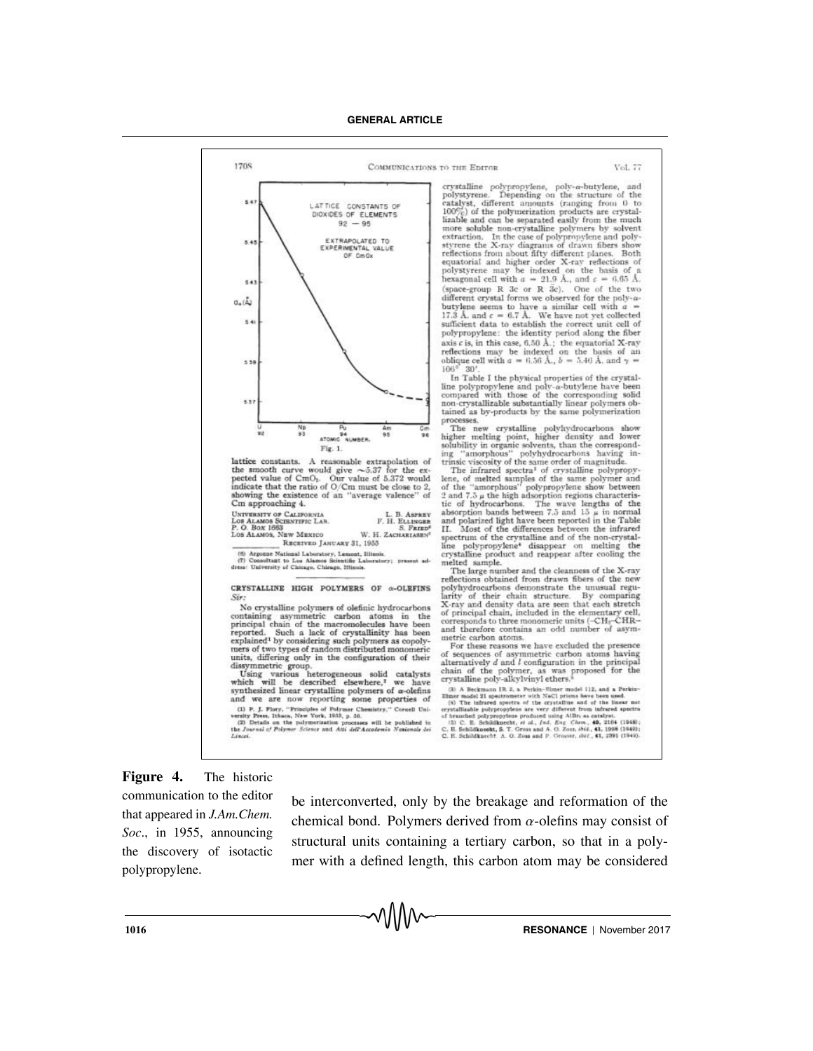**Figure 4.** The historic communication to the editor that appeared in *J.Am.Chem. Soc.*, in 1955, announcing the discovery of isotactic polypropylene.

be interconverted, only by the breakage and reformation of the chemical bond. Polymers derived from $\alpha$-olefins may consist of structural units containing a tertiary carbon, so that in a polymer with a defined length, this carbon atom may be considered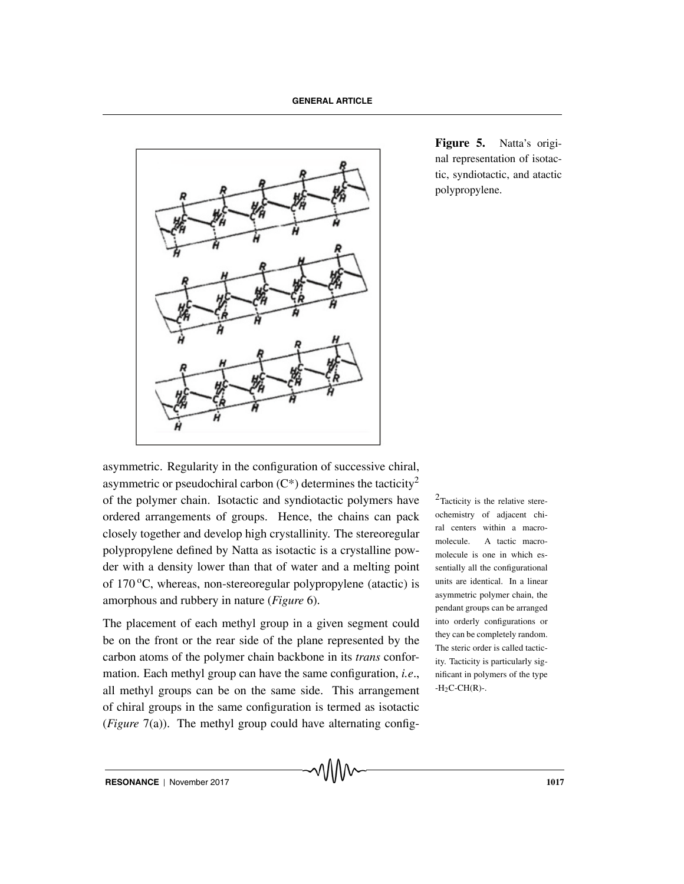Figure 5. Natta's original representation of isotactic, syndiotactic, and atactic polypropylene.

asymmetric. Regularity in the configuration of successive chiral, asymmetric or pseudochiral carbon (C*) determines the tacticity[2] of the polymer chain. Isotactic and syndiotactic polymers have ordered arrangements of groups. Hence, the chains can pack closely together and develop high crystallinity. The stereoregular polypropylene defined by Natta as isotactic is a crystalline powder with a density lower than that of water and a melting point of 170 °C, whereas, non-stereoregular polypropylene (atactic) is amorphous and rubbery in nature (*Figure* 6).

[2] Tacticity is the relative stereochemistry of adjacent chiral centers within a macromolecule. A tactic macromolecule is one in which essentially all the configurational units are identical. In a linear asymmetric polymer chain, the pendant groups can be arranged into orderly configurations or they can be completely random. The steric order is called tacticity. Tacticity is particularly significant in polymers of the type $-H_2C-CH(R)-$.

The placement of each methyl group in a given segment could be on the front or the rear side of the plane represented by the carbon atoms of the polymer chain backbone in its *trans* conformation. Each methyl group can have the same configuration, *i.e.*, all methyl groups can be on the same side. This arrangement of chiral groups in the same configuration is termed as isotactic (*Figure* 7(a)). The methyl group could have alternating config-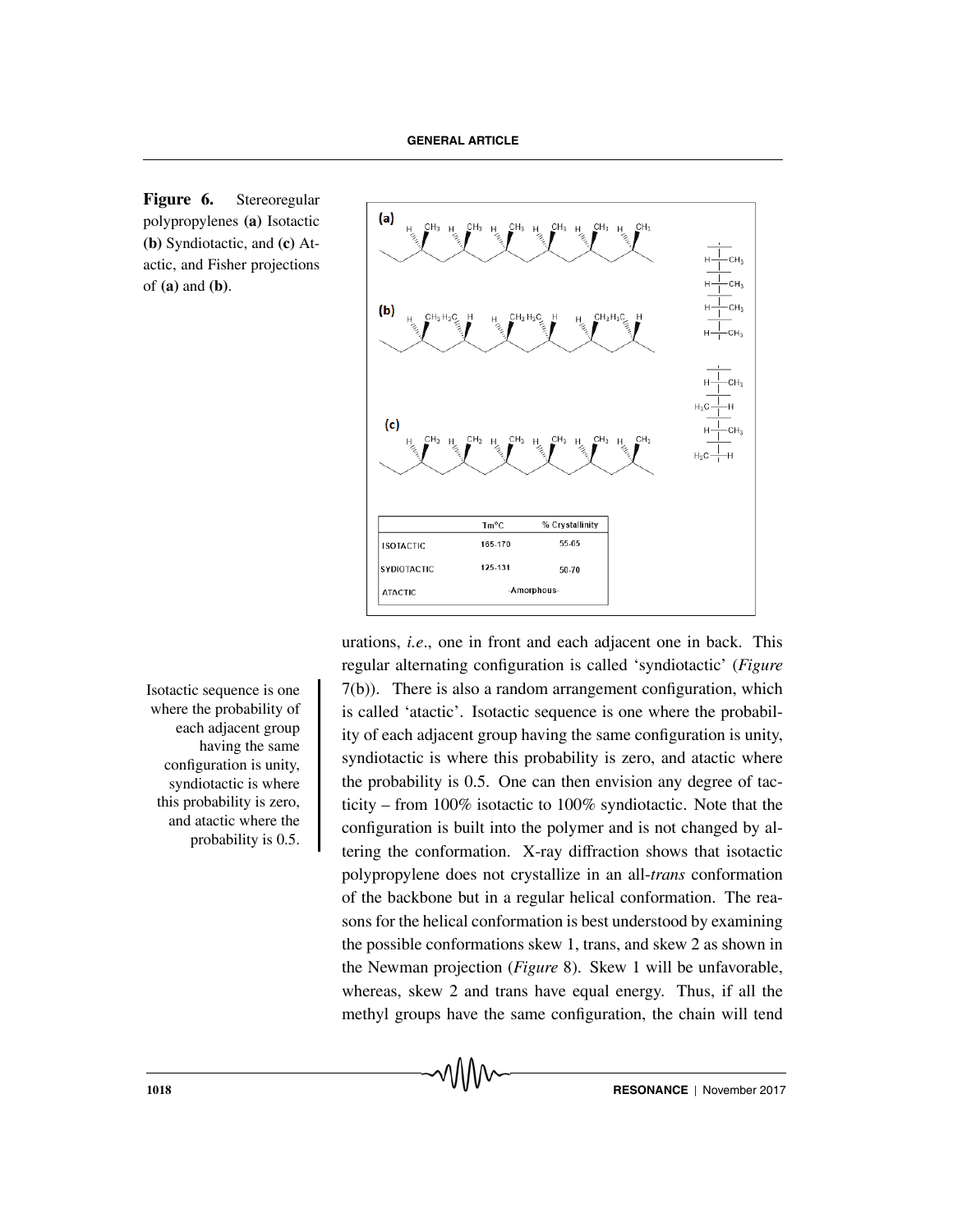**Figure 6.** Stereoregular polypropylenes **(a)** Isotactic **(b)** Syndiotactic, and **(c)** Atactic, and Fisher projections of **(a)** and **(b)**.

| | Tm°C | % Crystallinity |
|---|---|---|
| ISOTACTIC | 165-170 | 55-65 |
| SYDIOTACTIC | 125-131 | 50-70 |
| ATACTIC | -Amorphous- | |

urations, *i.e*., one in front and each adjacent one in back. This regular alternating configuration is called 'syndiotactic' (*Figure* 7(b)). There is also a random arrangement configuration, which is called 'atactic'. Isotactic sequence is one where the probability of each adjacent group having the same configuration is unity, syndiotactic is where this probability is zero, and atactic where the probability is 0.5. One can then envision any degree of tacticity – from 100% isotactic to 100% syndiotactic. Note that the configuration is built into the polymer and is not changed by altering the conformation. X-ray diffraction shows that isotactic polypropylene does not crystallize in an all-*trans* conformation of the backbone but in a regular helical conformation. The reasons for the helical conformation is best understood by examining the possible conformations skew 1, trans, and skew 2 as shown in the Newman projection (*Figure* 8). Skew 1 will be unfavorable, whereas, skew 2 and trans have equal energy. Thus, if all the methyl groups have the same configuration, the chain will tend

> Isotactic sequence is one where the probability of each adjacent group having the same configuration is unity, syndiotactic is where this probability is zero, and atactic where the probability is 0.5.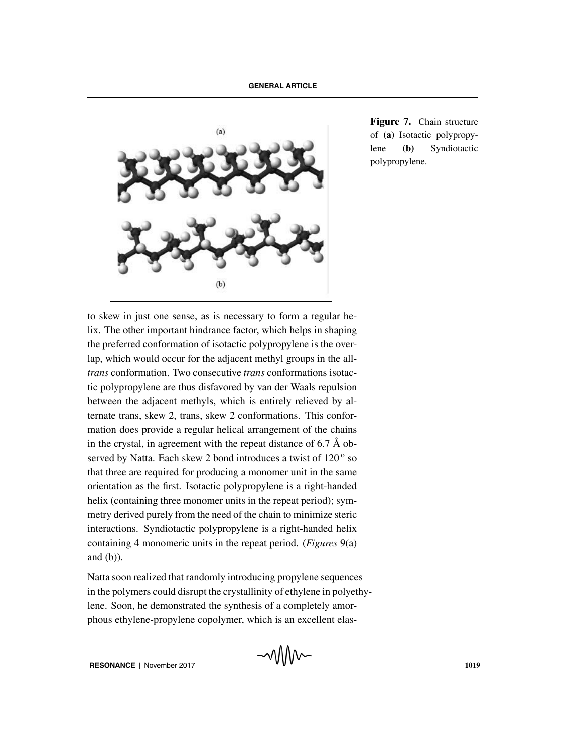**Figure 7.** Chain structure of **(a)** Isotactic polypropylene **(b)** Syndiotactic polypropylene.

to skew in just one sense, as is necessary to form a regular helix. The other important hindrance factor, which helps in shaping the preferred conformation of isotactic polypropylene is the overlap, which would occur for the adjacent methyl groups in the all-*trans* conformation. Two consecutive *trans* conformations isotactic polypropylene are thus disfavored by van der Waals repulsion between the adjacent methyls, which is entirely relieved by alternate trans, skew 2, trans, skew 2 conformations. This conformation does provide a regular helical arrangement of the chains in the crystal, in agreement with the repeat distance of 6.7 Å observed by Natta. Each skew 2 bond introduces a twist of $120^{o}$ so that three are required for producing a monomer unit in the same orientation as the first. Isotactic polypropylene is a right-handed helix (containing three monomer units in the repeat period); symmetry derived purely from the need of the chain to minimize steric interactions. Syndiotactic polypropylene is a right-handed helix containing 4 monomeric units in the repeat period. (*Figures* 9(a) and (b)).

Natta soon realized that randomly introducing propylene sequences in the polymers could disrupt the crystallinity of ethylene in polyethylene. Soon, he demonstrated the synthesis of a completely amorphous ethylene-propylene copolymer, which is an excellent elas-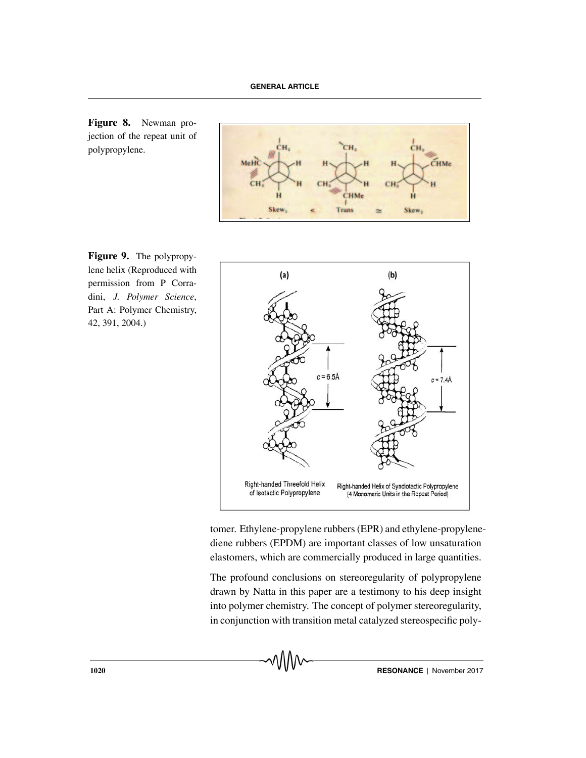**Figure 8.** Newman projection of the repeat unit of polypropylene.

**Figure 9.** The polypropylene helix (Reproduced with permission from P Corradini, *J. Polymer Science*, Part A: Polymer Chemistry, 42, 391, 2004.)

tomer. Ethylene-propylene rubbers (EPR) and ethylene-propylene-diene rubbers (EPDM) are important classes of low unsaturation elastomers, which are commercially produced in large quantities.

The profound conclusions on stereoregularity of polypropylene drawn by Natta in this paper are a testimony to his deep insight into polymer chemistry. The concept of polymer stereoregularity, in conjunction with transition metal catalyzed stereospecific poly-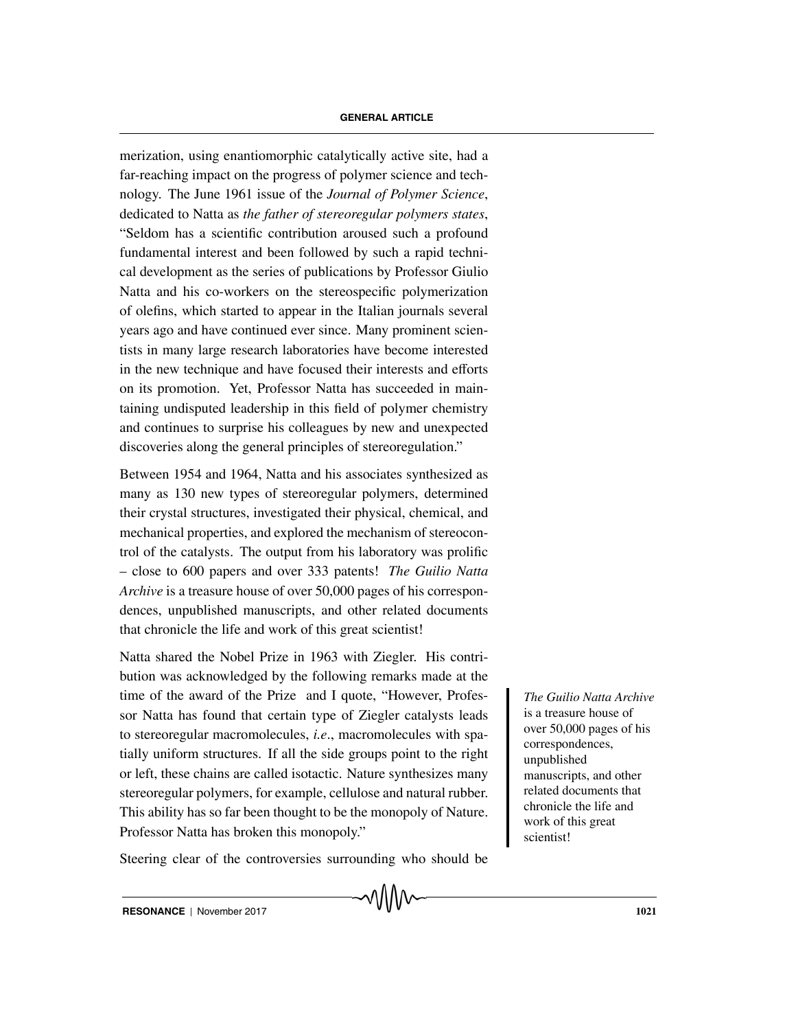merization, using enantiomorphic catalytically active site, had a far-reaching impact on the progress of polymer science and technology. The June 1961 issue of the *Journal of Polymer Science*, dedicated to Natta as *the father of stereoregular polymers states*, "Seldom has a scientific contribution aroused such a profound fundamental interest and been followed by such a rapid technical development as the series of publications by Professor Giulio Natta and his co-workers on the stereospecific polymerization of olefins, which started to appear in the Italian journals several years ago and have continued ever since. Many prominent scientists in many large research laboratories have become interested in the new technique and have focused their interests and efforts on its promotion. Yet, Professor Natta has succeeded in maintaining undisputed leadership in this field of polymer chemistry and continues to surprise his colleagues by new and unexpected discoveries along the general principles of stereoregulation."

Between 1954 and 1964, Natta and his associates synthesized as many as 130 new types of stereoregular polymers, determined their crystal structures, investigated their physical, chemical, and mechanical properties, and explored the mechanism of stereocontrol of the catalysts. The output from his laboratory was prolific – close to 600 papers and over 333 patents! *The Guilio Natta Archive* is a treasure house of over 50,000 pages of his correspondences, unpublished manuscripts, and other related documents that chronicle the life and work of this great scientist!

*The Guilio Natta Archive* is a treasure house of over 50,000 pages of his correspondences, unpublished manuscripts, and other related documents that chronicle the life and work of this great scientist!

Natta shared the Nobel Prize in 1963 with Ziegler. His contribution was acknowledged by the following remarks made at the time of the award of the Prize and I quote, "However, Professor Natta has found that certain type of Ziegler catalysts leads to stereoregular macromolecules, *i.e*., macromolecules with spatially uniform structures. If all the side groups point to the right or left, these chains are called isotactic. Nature synthesizes many stereoregular polymers, for example, cellulose and natural rubber. This ability has so far been thought to be the monopoly of Nature. Professor Natta has broken this monopoly."

Steering clear of the controversies surrounding who should be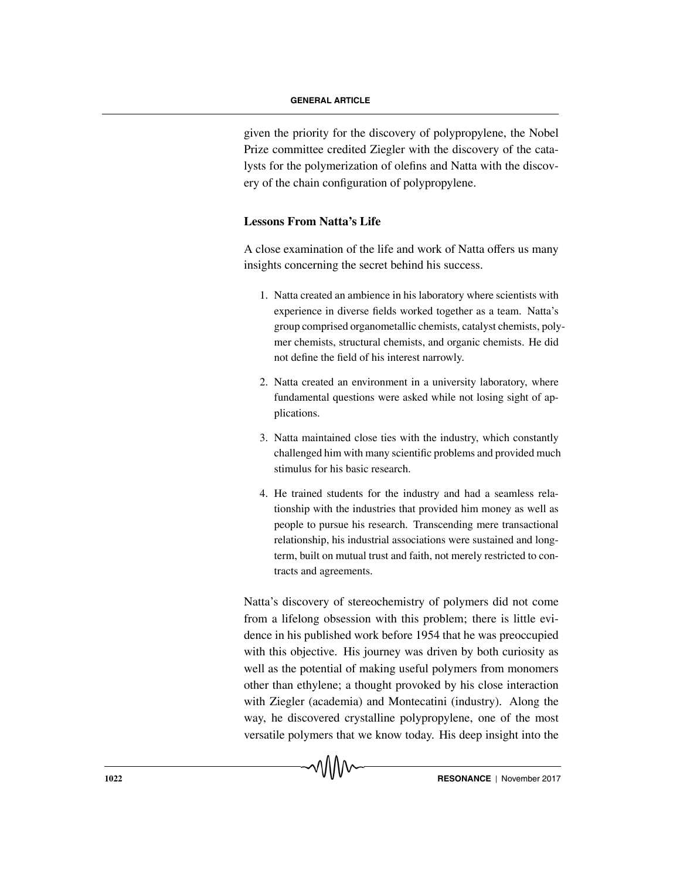given the priority for the discovery of polypropylene, the Nobel Prize committee credited Ziegler with the discovery of the catalysts for the polymerization of olefins and Natta with the discovery of the chain configuration of polypropylene.

## Lessons From Natta's Life

A close examination of the life and work of Natta offers us many insights concerning the secret behind his success.

1. Natta created an ambience in his laboratory where scientists with experience in diverse fields worked together as a team. Natta's group comprised organometallic chemists, catalyst chemists, polymer chemists, structural chemists, and organic chemists. He did not define the field of his interest narrowly.
2. Natta created an environment in a university laboratory, where fundamental questions were asked while not losing sight of applications.
3. Natta maintained close ties with the industry, which constantly challenged him with many scientific problems and provided much stimulus for his basic research.
4. He trained students for the industry and had a seamless relationship with the industries that provided him money as well as people to pursue his research. Transcending mere transactional relationship, his industrial associations were sustained and long-term, built on mutual trust and faith, not merely restricted to contracts and agreements.

Natta's discovery of stereochemistry of polymers did not come from a lifelong obsession with this problem; there is little evidence in his published work before 1954 that he was preoccupied with this objective. His journey was driven by both curiosity as well as the potential of making useful polymers from monomers other than ethylene; a thought provoked by his close interaction with Ziegler (academia) and Montecatini (industry). Along the way, he discovered crystalline polypropylene, one of the most versatile polymers that we know today. His deep insight into the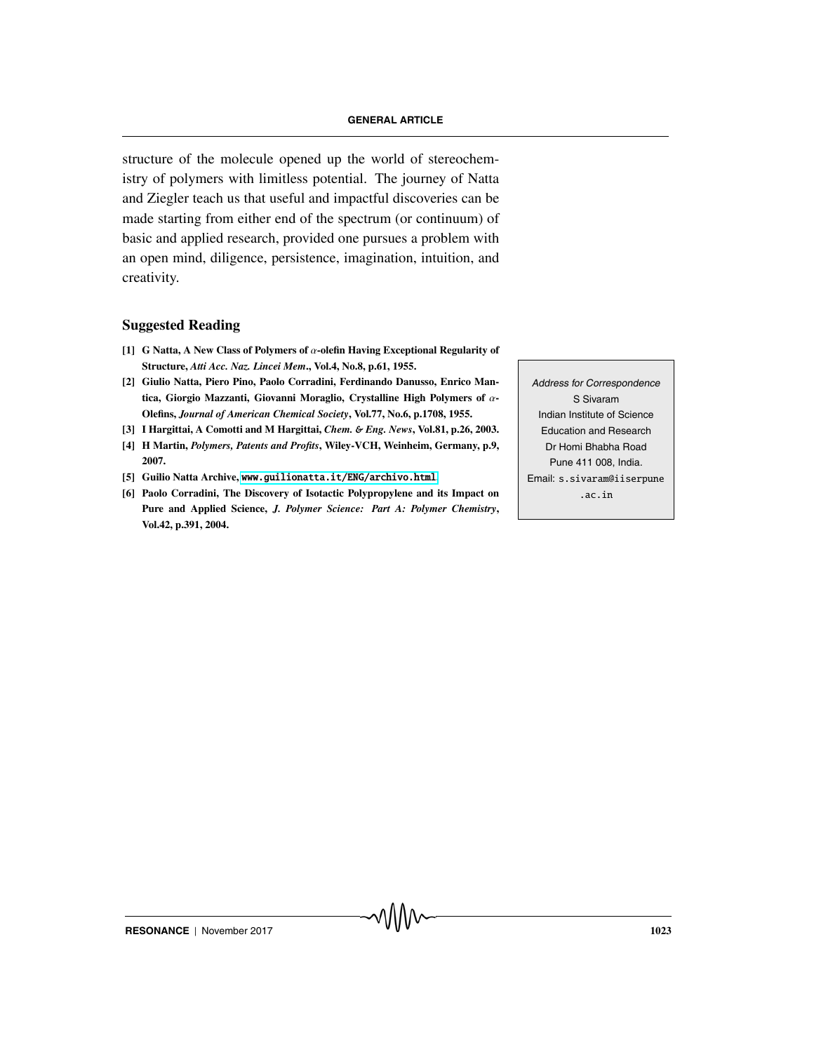structure of the molecule opened up the world of stereochemistry of polymers with limitless potential. The journey of Natta and Ziegler teach us that useful and impactful discoveries can be made starting from either end of the spectrum (or continuum) of basic and applied research, provided one pursues a problem with an open mind, diligence, persistence, imagination, intuition, and creativity.

## Suggested Reading

**[1] G Natta, A New Class of Polymers of $\alpha$-olefin Having Exceptional Regularity of Structure, *Atti Acc. Naz. Lincei Mem*., Vol.4, No.8, p.61, 1955.**

**[2] Giulio Natta, Piero Pino, Paolo Corradini, Ferdinando Danusso, Enrico Mantica, Giorgio Mazzanti, Giovanni Moraglio, Crystalline High Polymers of $\alpha$-Olefins, *Journal of American Chemical Society*, Vol.77, No.6, p.1708, 1955.**

**[3] I Hargittai, A Comotti and M Hargittai, *Chem. & Eng. News*, Vol.81, p.26, 2003.**

**[4] H Martin, *Polymers, Patents and Profits*, Wiley-VCH, Weinheim, Germany, p.9, 2007.**

**[5] Guilio Natta Archive, www.guilionatta.it/ENG/archivo.html.**

**[6] Paolo Corradini, The Discovery of Isotactic Polypropylene and its Impact on Pure and Applied Science, *J. Polymer Science: Part A: Polymer Chemistry*, Vol.42, p.391, 2004.**

*Address for Correspondence*
S Sivaram
Indian Institute of Science Education and Research
Dr Homi Bhabha Road
Pune 411 008, India.
Email: s.sivaram@iiserpune.ac.in